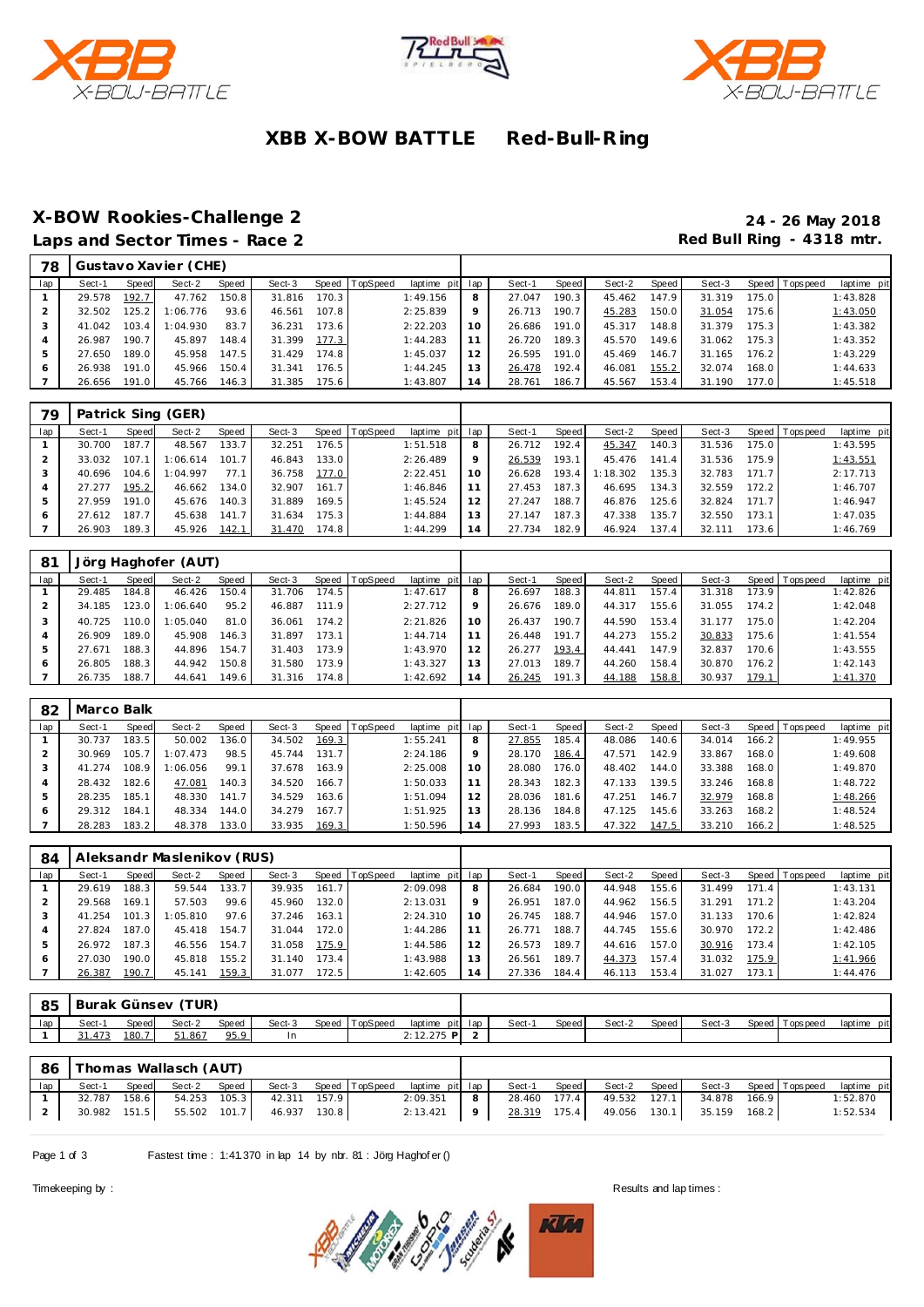# XBB X-BOW BATTLE Red-Bull-Ring

## X-BOW Rookies-Challenge 2

**24 - 26 May 2018**

### Laps and Sector Times - Race 2

**Red Bull Ring - 4318 mtr.**

**78 Gustavo Xavier (CHE)**

| lap | Sect-1 | Speed | Sect-2 | Speed | Sect-3 | Speed | TopSpeed | laptime pit | lap | Sect-1 | Speed | Sect-2 | Speed | Sect-3 | Speed | Topspeed | laptime pit |
|---|---|---|---|---|---|---|---|---|---|---|---|---|---|---|---|---|---|
| 1 | 29.578 | 192.7 | 47.762 | 150.8 | 31.816 | 170.3 | | 1:49.156 | 8 | 27.047 | 190.3 | 45.462 | 147.9 | 31.319 | 175.0 | | 1:43.828 |
| 2 | 32.502 | 125.2 | 1:06.776 | 93.6 | 46.561 | 107.8 | | 2:25.839 | 9 | 26.713 | 190.7 | 45.283 | 150.0 | 31.054 | 175.6 | | 1:43.050 |
| 3 | 41.042 | 103.4 | 1:04.930 | 83.7 | 36.231 | 173.6 | | 2:22.203 | 10 | 26.686 | 191.0 | 45.317 | 148.8 | 31.379 | 175.3 | | 1:43.382 |
| 4 | 26.987 | 190.7 | 45.897 | 148.4 | 31.399 | 177.3 | | 1:44.283 | 11 | 26.720 | 189.3 | 45.570 | 149.6 | 31.062 | 175.3 | | 1:43.352 |
| 5 | 27.650 | 189.0 | 45.958 | 147.5 | 31.429 | 174.8 | | 1:45.037 | 12 | 26.595 | 191.0 | 45.469 | 146.7 | 31.165 | 176.2 | | 1:43.229 |
| 6 | 26.938 | 191.0 | 45.966 | 150.4 | 31.341 | 176.5 | | 1:44.245 | 13 | 26.478 | 192.4 | 46.081 | 155.2 | 32.074 | 168.0 | | 1:44.633 |
| 7 | 26.656 | 191.0 | 45.766 | 146.3 | 31.385 | 175.6 | | 1:43.807 | 14 | 28.761 | 186.7 | 45.567 | 153.4 | 31.190 | 177.0 | | 1:45.518 |

**79 Patrick Sing (GER)**

| lap | Sect-1 | Speed | Sect-2 | Speed | Sect-3 | Speed | TopSpeed | laptime pit | lap | Sect-1 | Speed | Sect-2 | Speed | Sect-3 | Speed | Topspeed | laptime pit |
|---|---|---|---|---|---|---|---|---|---|---|---|---|---|---|---|---|---|
| 1 | 30.700 | 187.7 | 48.567 | 133.7 | 32.251 | 176.5 | | 1:51.518 | 8 | 26.712 | 192.4 | 45.347 | 140.3 | 31.536 | 175.0 | | 1:43.595 |
| 2 | 33.032 | 107.1 | 1:06.614 | 101.7 | 46.843 | 133.0 | | 2:26.489 | 9 | 26.539 | 193.1 | 45.476 | 141.4 | 31.536 | 175.9 | | 1:43.551 |
| 3 | 40.696 | 104.6 | 1:04.997 | 77.1 | 36.758 | 177.0 | | 2:22.451 | 10 | 26.628 | 193.4 | 1:18.302 | 135.3 | 32.783 | 171.7 | | 2:17.713 |
| 4 | 27.277 | 195.2 | 46.662 | 134.0 | 32.907 | 161.7 | | 1:46.846 | 11 | 27.453 | 187.3 | 46.695 | 134.3 | 32.559 | 172.2 | | 1:46.707 |
| 5 | 27.959 | 191.0 | 45.676 | 140.3 | 31.889 | 169.5 | | 1:45.524 | 12 | 27.247 | 188.7 | 46.876 | 125.6 | 32.824 | 171.7 | | 1:46.947 |
| 6 | 27.612 | 187.7 | 45.638 | 141.7 | 31.634 | 175.3 | | 1:44.884 | 13 | 27.147 | 187.3 | 47.338 | 135.7 | 32.550 | 173.1 | | 1:47.035 |
| 7 | 26.903 | 189.3 | 45.926 | 142.1 | 31.470 | 174.8 | | 1:44.299 | 14 | 27.734 | 182.9 | 46.924 | 137.4 | 32.111 | 173.6 | | 1:46.769 |

**81 Jörg Haghofer (AUT)**

| lap | Sect-1 | Speed | Sect-2 | Speed | Sect-3 | Speed | TopSpeed | laptime pit | lap | Sect-1 | Speed | Sect-2 | Speed | Sect-3 | Speed | Topspeed | laptime pit |
|---|---|---|---|---|---|---|---|---|---|---|---|---|---|---|---|---|---|
| 1 | 29.485 | 184.8 | 46.426 | 150.4 | 31.706 | 174.5 | | 1:47.617 | 8 | 26.697 | 188.3 | 44.811 | 157.4 | 31.318 | 173.9 | | 1:42.826 |
| 2 | 34.185 | 123.0 | 1:06.640 | 95.2 | 46.887 | 111.9 | | 2:27.712 | 9 | 26.676 | 189.0 | 44.317 | 155.6 | 31.055 | 174.2 | | 1:42.048 |
| 3 | 40.725 | 110.0 | 1:05.040 | 81.0 | 36.061 | 174.2 | | 2:21.826 | 10 | 26.437 | 190.7 | 44.590 | 153.4 | 31.177 | 175.0 | | 1:42.204 |
| 4 | 26.909 | 189.0 | 45.908 | 146.3 | 31.897 | 173.1 | | 1:44.714 | 11 | 26.448 | 191.7 | 44.273 | 155.2 | 30.833 | 175.6 | | 1:41.554 |
| 5 | 27.671 | 188.3 | 44.896 | 154.7 | 31.403 | 173.9 | | 1:43.970 | 12 | 26.277 | 193.4 | 44.441 | 147.9 | 32.837 | 170.6 | | 1:43.555 |
| 6 | 26.805 | 188.3 | 44.942 | 150.8 | 31.580 | 173.9 | | 1:43.327 | 13 | 27.013 | 189.7 | 44.260 | 158.4 | 30.870 | 176.2 | | 1:42.143 |
| 7 | 26.735 | 188.7 | 44.641 | 149.6 | 31.316 | 174.8 | | 1:42.692 | 14 | 26.245 | 191.3 | 44.188 | 158.8 | 30.937 | 179.1 | | 1:41.370 |

**82 Marco Balk**

| lap | Sect-1 | Speed | Sect-2 | Speed | Sect-3 | Speed | TopSpeed | laptime pit | lap | Sect-1 | Speed | Sect-2 | Speed | Sect-3 | Speed | Topspeed | laptime pit |
|---|---|---|---|---|---|---|---|---|---|---|---|---|---|---|---|---|---|
| 1 | 30.737 | 183.5 | 50.002 | 136.0 | 34.502 | 169.3 | | 1:55.241 | 8 | 27.855 | 185.4 | 48.086 | 140.6 | 34.014 | 166.2 | | 1:49.955 |
| 2 | 30.969 | 105.7 | 1:07.473 | 98.5 | 45.744 | 131.7 | | 2:24.186 | 9 | 28.170 | 186.4 | 47.571 | 142.9 | 33.867 | 168.0 | | 1:49.608 |
| 3 | 41.274 | 108.9 | 1:06.056 | 99.1 | 37.678 | 163.9 | | 2:25.008 | 10 | 28.080 | 176.0 | 48.402 | 144.0 | 33.388 | 168.0 | | 1:49.870 |
| 4 | 28.432 | 182.6 | 47.081 | 140.3 | 34.520 | 166.7 | | 1:50.033 | 11 | 28.343 | 182.3 | 47.133 | 139.5 | 33.246 | 168.8 | | 1:48.722 |
| 5 | 28.235 | 185.1 | 48.330 | 141.7 | 34.529 | 163.6 | | 1:51.094 | 12 | 28.036 | 181.6 | 47.251 | 146.7 | 32.979 | 168.8 | | 1:48.266 |
| 6 | 29.312 | 184.1 | 48.334 | 144.0 | 34.279 | 167.7 | | 1:51.925 | 13 | 28.136 | 184.8 | 47.125 | 145.6 | 33.263 | 168.2 | | 1:48.524 |
| 7 | 28.283 | 183.2 | 48.378 | 133.0 | 33.935 | 169.3 | | 1:50.596 | 14 | 27.993 | 183.5 | 47.322 | 147.5 | 33.210 | 166.2 | | 1:48.525 |

**84 Aleksandr Maslenikov (RUS)**

| lap | Sect-1 | Speed | Sect-2 | Speed | Sect-3 | Speed | TopSpeed | laptime pit | lap | Sect-1 | Speed | Sect-2 | Speed | Sect-3 | Speed | Topspeed | laptime pit |
|---|---|---|---|---|---|---|---|---|---|---|---|---|---|---|---|---|---|
| 1 | 29.619 | 188.3 | 59.544 | 133.7 | 39.935 | 161.7 | | 2:09.098 | 8 | 26.684 | 190.0 | 44.948 | 155.6 | 31.499 | 171.4 | | 1:43.131 |
| 2 | 29.568 | 169.1 | 57.503 | 99.6 | 45.960 | 132.0 | | 2:13.031 | 9 | 26.951 | 187.0 | 44.962 | 156.5 | 31.291 | 171.2 | | 1:43.204 |
| 3 | 41.254 | 101.3 | 1:05.810 | 97.6 | 37.246 | 163.1 | | 2:24.310 | 10 | 26.745 | 188.7 | 44.946 | 157.0 | 31.133 | 170.6 | | 1:42.824 |
| 4 | 27.824 | 187.0 | 45.418 | 154.7 | 31.044 | 172.0 | | 1:44.286 | 11 | 26.771 | 188.7 | 44.745 | 155.6 | 30.970 | 172.2 | | 1:42.486 |
| 5 | 26.972 | 187.3 | 46.556 | 154.7 | 31.058 | 175.9 | | 1:44.586 | 12 | 26.573 | 189.7 | 44.616 | 157.0 | 30.916 | 173.4 | | 1:42.105 |
| 6 | 27.030 | 190.0 | 45.818 | 155.2 | 31.140 | 173.4 | | 1:43.988 | 13 | 26.561 | 189.7 | 44.373 | 157.4 | 31.032 | 175.9 | | 1:41.966 |
| 7 | 26.387 | 190.7 | 45.141 | 159.3 | 31.077 | 172.5 | | 1:42.605 | 14 | 27.336 | 184.4 | 46.113 | 153.4 | 31.027 | 173.1 | | 1:44.476 |

**85 Burak Günsev (TUR)**

| lap | Sect-1 | Speed | Sect-2 | Speed | Sect-3 | Speed | TopSpeed | laptime pit | lap | Sect-1 | Speed | Sect-2 | Speed | Sect-3 | Speed | Topspeed | laptime pit |
|---|---|---|---|---|---|---|---|---|---|---|---|---|---|---|---|---|---|
| 1 | 31.473 | 180.7 | 51.867 | 95.9 | In | | | 2:12.275 P | 2 | | | | | | | | |

**86 Thomas Wallasch (AUT)**

| lap | Sect-1 | Speed | Sect-2 | Speed | Sect-3 | Speed | TopSpeed | laptime pit | lap | Sect-1 | Speed | Sect-2 | Speed | Sect-3 | Speed | Topspeed | laptime pit |
|---|---|---|---|---|---|---|---|---|---|---|---|---|---|---|---|---|---|
| 1 | 32.787 | 158.6 | 54.253 | 105.3 | 42.311 | 157.9 | | 2:09.351 | 8 | 28.460 | 177.4 | 49.532 | 127.1 | 34.878 | 166.9 | | 1:52.870 |
| 2 | 30.982 | 151.5 | 55.502 | 101.7 | 46.937 | 130.8 | | 2:13.421 | 9 | 28.319 | 175.4 | 49.056 | 130.1 | 35.159 | 168.2 | | 1:52.534 |

Fastest time : 1:41.370 in lap 14 by nbr. 81 : Jörg Haghofer ()

Timekeeping by :

Results and lap times :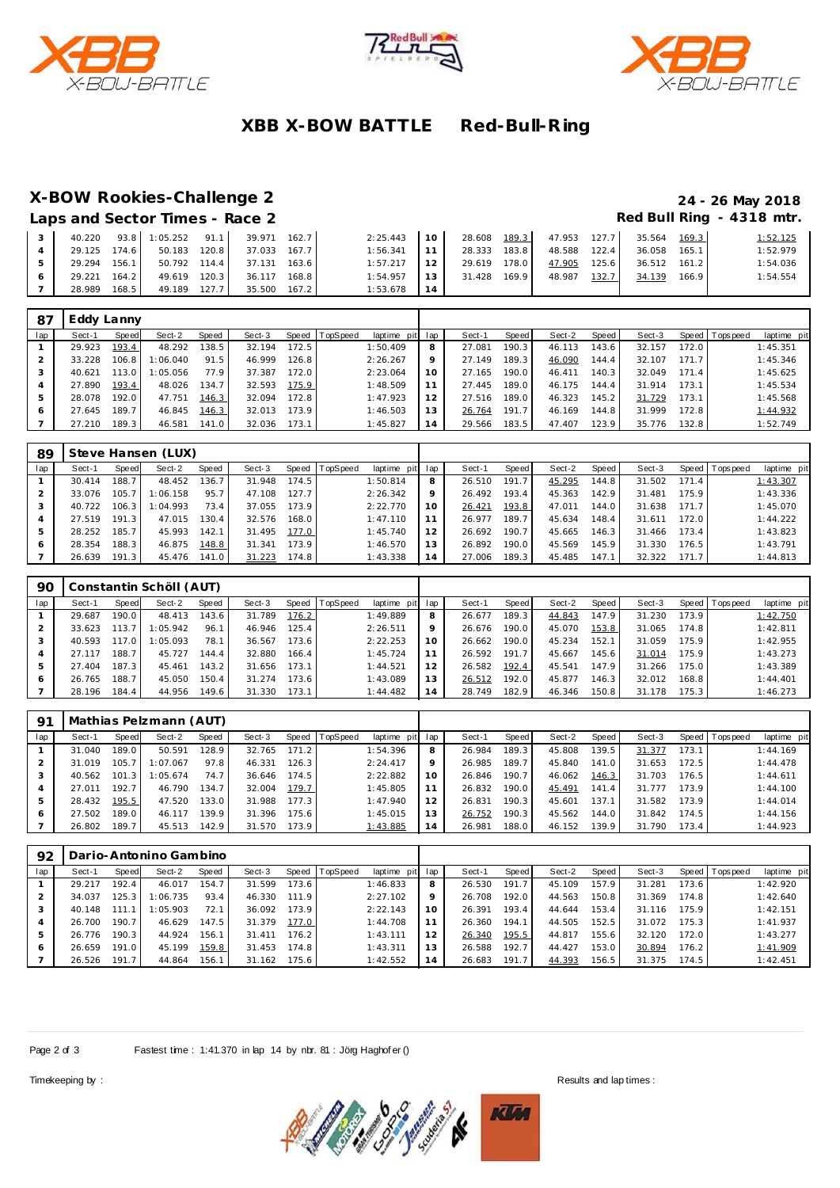# XBB X-BOW BATTLE Red-Bull-Ring

## X-BOW Rookies-Challenge 2

**24 - 26 May 2018**

**Laps and Sector Times - Race 2**

**Red Bull Ring - 4318 mtr.**

| lap | Sect-1 | Speed | Sect-2 | Speed | Sect-3 | Speed | TopSpeed | laptime pit | lap | Sect-1 | Speed | Sect-2 | Speed | Sect-3 | Speed | Topspeed | laptime pit |
|---|---|---|---|---|---|---|---|---|---|---|---|---|---|---|---|---|---|
| 3 | 40.220 | 93.8 | 1:05.252 | 91.1 | 39.971 | 162.7 | | 2:25.443 | 10 | 28.608 | 189.3 | 47.953 | 127.7 | 35.564 | 169.3 | | 1:52.125 |
| 4 | 29.125 | 174.6 | 50.183 | 120.8 | 37.033 | 167.7 | | 1:56.341 | 11 | 28.333 | 183.8 | 48.588 | 122.4 | 36.058 | 165.1 | | 1:52.979 |
| 5 | 29.294 | 156.1 | 50.792 | 114.4 | 37.131 | 163.6 | | 1:57.217 | 12 | 29.619 | 178.0 | 47.905 | 125.6 | 36.512 | 161.2 | | 1:54.036 |
| 6 | 29.221 | 164.2 | 49.619 | 120.3 | 36.117 | 168.8 | | 1:54.957 | 13 | 31.428 | 169.9 | 48.987 | 132.7 | 34.139 | 166.9 | | 1:54.554 |
| 7 | 28.989 | 168.5 | 49.189 | 127.7 | 35.500 | 167.2 | | 1:53.678 | 14 | | | | | | | | |

### 87 Eddy Lanny

| lap | Sect-1 | Speed | Sect-2 | Speed | Sect-3 | Speed | TopSpeed | laptime pit | lap | Sect-1 | Speed | Sect-2 | Speed | Sect-3 | Speed | Topspeed | laptime pit |
|---|---|---|---|---|---|---|---|---|---|---|---|---|---|---|---|---|---|
| 1 | 29.923 | 193.4 | 48.292 | 138.5 | 32.194 | 172.5 | | 1:50.409 | 8 | 27.081 | 190.3 | 46.113 | 143.6 | 32.157 | 172.0 | | 1:45.351 |
| 2 | 33.228 | 106.8 | 1:06.040 | 91.5 | 46.999 | 126.8 | | 2:26.267 | 9 | 27.149 | 189.3 | 46.090 | 144.4 | 32.107 | 171.7 | | 1:45.346 |
| 3 | 40.621 | 113.0 | 1:05.056 | 77.9 | 37.387 | 172.0 | | 2:23.064 | 10 | 27.165 | 190.0 | 46.411 | 140.3 | 32.049 | 171.4 | | 1:45.625 |
| 4 | 27.890 | 193.4 | 48.026 | 134.7 | 32.593 | 175.9 | | 1:48.509 | 11 | 27.445 | 189.0 | 46.175 | 144.4 | 31.914 | 173.1 | | 1:45.534 |
| 5 | 28.078 | 192.0 | 47.751 | 146.3 | 32.094 | 172.8 | | 1:47.923 | 12 | 27.516 | 189.0 | 46.323 | 145.2 | 31.729 | 173.1 | | 1:45.568 |
| 6 | 27.645 | 189.7 | 46.845 | 146.3 | 32.013 | 173.9 | | 1:46.503 | 13 | 26.764 | 191.7 | 46.169 | 144.8 | 31.999 | 172.8 | | 1:44.932 |
| 7 | 27.210 | 189.3 | 46.581 | 141.0 | 32.036 | 173.1 | | 1:45.827 | 14 | 29.566 | 183.5 | 47.407 | 123.9 | 35.776 | 132.8 | | 1:52.749 |

### 89 Steve Hansen (LUX)

| lap | Sect-1 | Speed | Sect-2 | Speed | Sect-3 | Speed | TopSpeed | laptime pit | lap | Sect-1 | Speed | Sect-2 | Speed | Sect-3 | Speed | Topspeed | laptime pit |
|---|---|---|---|---|---|---|---|---|---|---|---|---|---|---|---|---|---|
| 1 | 30.414 | 188.7 | 48.452 | 136.7 | 31.948 | 174.5 | | 1:50.814 | 8 | 26.510 | 191.7 | 45.295 | 144.8 | 31.502 | 171.4 | | 1:43.307 |
| 2 | 33.076 | 105.7 | 1:06.158 | 95.7 | 47.108 | 127.7 | | 2:26.342 | 9 | 26.492 | 193.4 | 45.363 | 142.9 | 31.481 | 175.9 | | 1:43.336 |
| 3 | 40.722 | 106.3 | 1:04.993 | 73.4 | 37.055 | 173.9 | | 2:22.770 | 10 | 26.421 | 193.8 | 47.011 | 144.0 | 31.638 | 171.7 | | 1:45.070 |
| 4 | 27.519 | 191.3 | 47.015 | 130.4 | 32.576 | 168.0 | | 1:47.110 | 11 | 26.977 | 189.7 | 45.634 | 148.4 | 31.611 | 172.0 | | 1:44.222 |
| 5 | 28.252 | 185.7 | 45.993 | 142.1 | 31.495 | 177.0 | | 1:45.740 | 12 | 26.692 | 190.7 | 45.665 | 146.3 | 31.466 | 173.4 | | 1:43.823 |
| 6 | 28.354 | 188.3 | 46.875 | 148.8 | 31.341 | 173.9 | | 1:46.570 | 13 | 26.892 | 190.0 | 45.569 | 145.9 | 31.330 | 176.5 | | 1:43.791 |
| 7 | 26.639 | 191.3 | 45.476 | 141.0 | 31.223 | 174.8 | | 1:43.338 | 14 | 27.006 | 189.3 | 45.485 | 147.1 | 32.322 | 171.7 | | 1:44.813 |

### 90 Constantin Schöll (AUT)

| lap | Sect-1 | Speed | Sect-2 | Speed | Sect-3 | Speed | TopSpeed | laptime pit | lap | Sect-1 | Speed | Sect-2 | Speed | Sect-3 | Speed | Topspeed | laptime pit |
|---|---|---|---|---|---|---|---|---|---|---|---|---|---|---|---|---|---|
| 1 | 29.687 | 190.0 | 48.413 | 143.6 | 31.789 | 176.2 | | 1:49.889 | 8 | 26.677 | 189.3 | 44.843 | 147.9 | 31.230 | 173.9 | | 1:42.750 |
| 2 | 33.623 | 113.7 | 1:05.942 | 96.1 | 46.946 | 125.4 | | 2:26.511 | 9 | 26.676 | 190.0 | 45.070 | 153.8 | 31.065 | 174.8 | | 1:42.811 |
| 3 | 40.593 | 117.0 | 1:05.093 | 78.1 | 36.567 | 173.6 | | 2:22.253 | 10 | 26.662 | 190.0 | 45.234 | 152.1 | 31.059 | 175.9 | | 1:42.955 |
| 4 | 27.117 | 188.7 | 45.727 | 144.4 | 32.880 | 166.4 | | 1:45.724 | 11 | 26.592 | 191.7 | 45.667 | 145.6 | 31.014 | 175.9 | | 1:43.273 |
| 5 | 27.404 | 187.3 | 45.461 | 143.2 | 31.656 | 173.1 | | 1:44.521 | 12 | 26.582 | 192.4 | 45.541 | 147.9 | 31.266 | 175.0 | | 1:43.389 |
| 6 | 26.765 | 188.7 | 45.050 | 150.4 | 31.274 | 173.6 | | 1:43.089 | 13 | 26.512 | 192.0 | 45.877 | 146.3 | 32.012 | 168.8 | | 1:44.401 |
| 7 | 28.196 | 184.4 | 44.956 | 149.6 | 31.330 | 173.1 | | 1:44.482 | 14 | 28.749 | 182.9 | 46.346 | 150.8 | 31.178 | 175.3 | | 1:46.273 |

### 91 Mathias Pelzmann (AUT)

| lap | Sect-1 | Speed | Sect-2 | Speed | Sect-3 | Speed | TopSpeed | laptime pit | lap | Sect-1 | Speed | Sect-2 | Speed | Sect-3 | Speed | Topspeed | laptime pit |
|---|---|---|---|---|---|---|---|---|---|---|---|---|---|---|---|---|---|
| 1 | 31.040 | 189.0 | 50.591 | 128.9 | 32.765 | 171.2 | | 1:54.396 | 8 | 26.984 | 189.3 | 45.808 | 139.5 | 31.377 | 173.1 | | 1:44.169 |
| 2 | 31.019 | 105.7 | 1:07.067 | 97.8 | 46.331 | 126.3 | | 2:24.417 | 9 | 26.985 | 189.7 | 45.840 | 141.0 | 31.653 | 172.5 | | 1:44.478 |
| 3 | 40.562 | 101.3 | 1:05.674 | 74.7 | 36.646 | 174.5 | | 2:22.882 | 10 | 26.846 | 190.7 | 46.062 | 146.3 | 31.703 | 176.5 | | 1:44.611 |
| 4 | 27.011 | 192.7 | 46.790 | 134.7 | 32.004 | 179.7 | | 1:45.805 | 11 | 26.832 | 190.0 | 45.491 | 141.4 | 31.777 | 173.9 | | 1:44.100 |
| 5 | 28.432 | 195.5 | 47.520 | 133.0 | 31.988 | 177.3 | | 1:47.940 | 12 | 26.831 | 190.3 | 45.601 | 137.1 | 31.582 | 173.9 | | 1:44.014 |
| 6 | 27.502 | 189.0 | 46.117 | 139.9 | 31.396 | 175.6 | | 1:45.015 | 13 | 26.752 | 190.3 | 45.562 | 144.0 | 31.842 | 174.5 | | 1:44.156 |
| 7 | 26.802 | 189.7 | 45.513 | 142.9 | 31.570 | 173.9 | | 1:43.885 | 14 | 26.981 | 188.0 | 46.152 | 139.9 | 31.790 | 173.4 | | 1:44.923 |

### 92 Dario-Antonino Gambino

| lap | Sect-1 | Speed | Sect-2 | Speed | Sect-3 | Speed | TopSpeed | laptime pit | lap | Sect-1 | Speed | Sect-2 | Speed | Sect-3 | Speed | Topspeed | laptime pit |
|---|---|---|---|---|---|---|---|---|---|---|---|---|---|---|---|---|---|
| 1 | 29.217 | 192.4 | 46.017 | 154.7 | 31.599 | 173.6 | | 1:46.833 | 8 | 26.530 | 191.7 | 45.109 | 157.9 | 31.281 | 173.6 | | 1:42.920 |
| 2 | 34.037 | 125.3 | 1:06.735 | 93.4 | 46.330 | 111.9 | | 2:27.102 | 9 | 26.708 | 192.0 | 44.563 | 150.8 | 31.369 | 174.8 | | 1:42.640 |
| 3 | 40.148 | 111.1 | 1:05.903 | 72.1 | 36.092 | 173.9 | | 2:22.143 | 10 | 26.391 | 193.4 | 44.644 | 153.4 | 31.116 | 175.9 | | 1:42.151 |
| 4 | 26.700 | 190.7 | 46.629 | 147.5 | 31.379 | 177.0 | | 1:44.708 | 11 | 26.360 | 194.1 | 44.505 | 152.5 | 31.072 | 175.3 | | 1:41.937 |
| 5 | 26.776 | 190.3 | 44.924 | 156.1 | 31.411 | 176.2 | | 1:43.111 | 12 | 26.340 | 195.5 | 44.817 | 155.6 | 32.120 | 172.0 | | 1:43.277 |
| 6 | 26.659 | 191.0 | 45.199 | 159.8 | 31.453 | 174.8 | | 1:43.311 | 13 | 26.588 | 192.7 | 44.427 | 153.0 | 30.894 | 176.2 | | 1:41.909 |
| 7 | 26.526 | 191.7 | 44.864 | 156.1 | 31.162 | 175.6 | | 1:42.552 | 14 | 26.683 | 191.7 | 44.393 | 156.5 | 31.375 | 174.5 | | 1:42.451 |

Fastest time : 1:41.370 in lap 14 by nbr. 81 : Jörg Haghofer ()

Timekeeping by :

Results and lap times :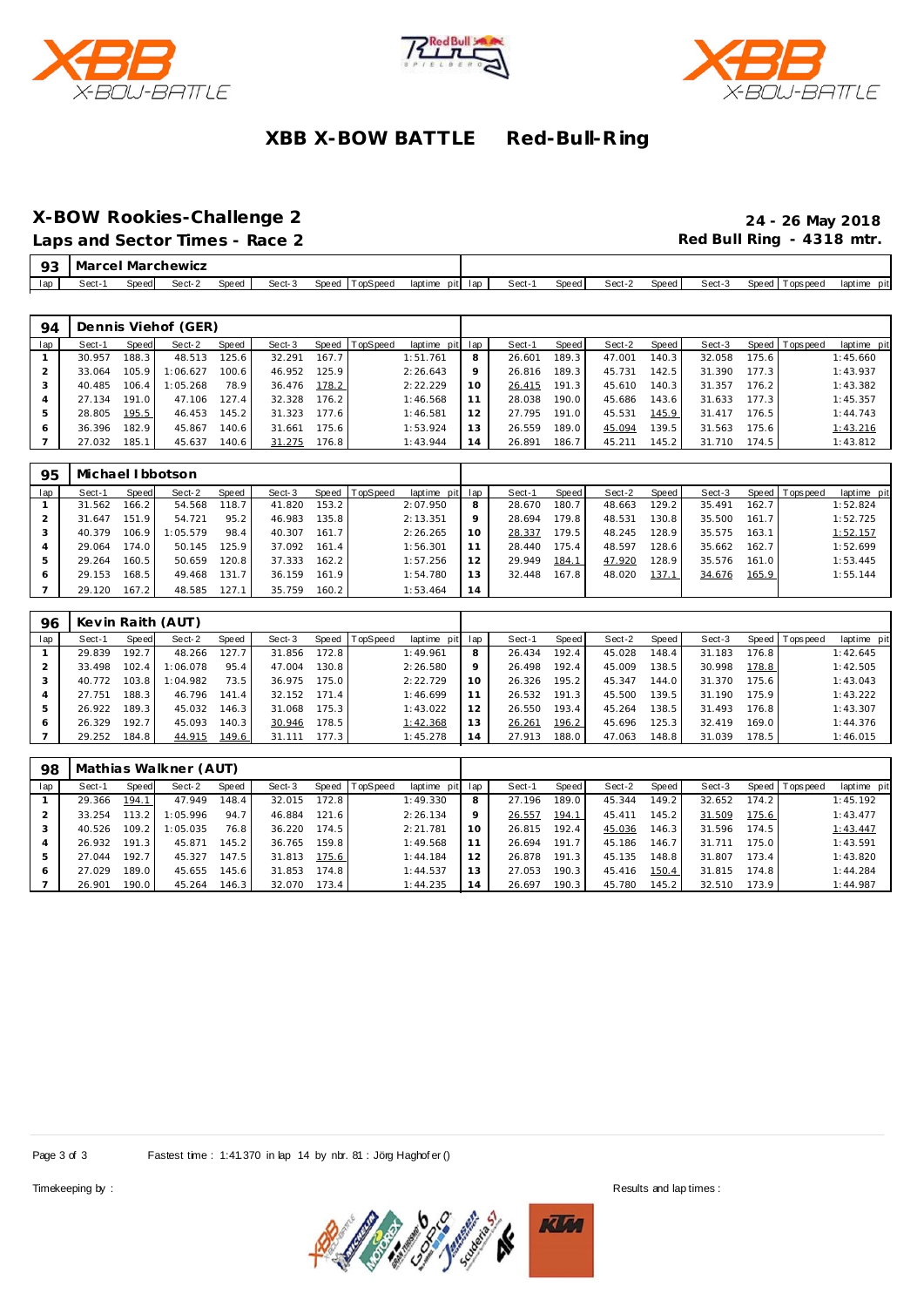# XBB X-BOW BATTLE Red-Bull-Ring

## X-BOW Rookies-Challenge 2

**Laps and Sector Times - Race 2**

**24 - 26 May 2018**

**Red Bull Ring - 4318 mtr.**

### 93 Marcel Marchewicz

| lap | Sect-1 | Speed | Sect-2 | Speed | Sect-3 | Speed | TopSpeed | laptime pit | lap | Sect-1 | Speed | Sect-2 | Speed | Sect-3 | Speed | Topspeed | laptime pit |
|---|---|---|---|---|---|---|---|---|---|---|---|---|---|---|---|---|---|

### 94 Dennis Viehof (GER)

| lap | Sect-1 | Speed | Sect-2 | Speed | Sect-3 | Speed | TopSpeed | laptime pit | lap | Sect-1 | Speed | Sect-2 | Speed | Sect-3 | Speed | Topspeed | laptime pit |
|---|---|---|---|---|---|---|---|---|---|---|---|---|---|---|---|---|---|
| 1 | 30.957 | 188.3 | 48.513 | 125.6 | 32.291 | 167.7 | | 1:51.761 | 8 | 26.601 | 189.3 | 47.001 | 140.3 | 32.058 | 175.6 | | 1:45.660 |
| 2 | 33.064 | 105.9 | 1:06.627 | 100.6 | 46.952 | 125.9 | | 2:26.643 | 9 | 26.816 | 189.3 | 45.731 | 142.5 | 31.390 | 177.3 | | 1:43.937 |
| 3 | 40.485 | 106.4 | 1:05.268 | 78.9 | 36.476 | 178.2 | | 2:22.229 | 10 | 26.415 | 191.3 | 45.610 | 140.3 | 31.357 | 176.2 | | 1:43.382 |
| 4 | 27.134 | 191.0 | 47.106 | 127.4 | 32.328 | 176.2 | | 1:46.568 | 11 | 28.038 | 190.0 | 45.686 | 143.6 | 31.633 | 177.3 | | 1:45.357 |
| 5 | 28.805 | 195.5 | 46.453 | 145.2 | 31.323 | 177.6 | | 1:46.581 | 12 | 27.795 | 191.0 | 45.531 | 145.9 | 31.417 | 176.5 | | 1:44.743 |
| 6 | 36.396 | 182.9 | 45.867 | 140.6 | 31.661 | 175.6 | | 1:53.924 | 13 | 26.559 | 189.0 | 45.094 | 139.5 | 31.563 | 175.6 | | 1:43.216 |
| 7 | 27.032 | 185.1 | 45.637 | 140.6 | 31.275 | 176.8 | | 1:43.944 | 14 | 26.891 | 186.7 | 45.211 | 145.2 | 31.710 | 174.5 | | 1:43.812 |

### 95 Michael Ibbotson

| lap | Sect-1 | Speed | Sect-2 | Speed | Sect-3 | Speed | TopSpeed | laptime pit | lap | Sect-1 | Speed | Sect-2 | Speed | Sect-3 | Speed | Topspeed | laptime pit |
|---|---|---|---|---|---|---|---|---|---|---|---|---|---|---|---|---|---|
| 1 | 31.562 | 166.2 | 54.568 | 118.7 | 41.820 | 153.2 | | 2:07.950 | 8 | 28.670 | 180.7 | 48.663 | 129.2 | 35.491 | 162.7 | | 1:52.824 |
| 2 | 31.647 | 151.9 | 54.721 | 95.2 | 46.983 | 135.8 | | 2:13.351 | 9 | 28.694 | 179.8 | 48.531 | 130.8 | 35.500 | 161.7 | | 1:52.725 |
| 3 | 40.379 | 106.9 | 1:05.579 | 98.4 | 40.307 | 161.7 | | 2:26.265 | 10 | 28.337 | 179.5 | 48.245 | 128.9 | 35.575 | 163.1 | | 1:52.157 |
| 4 | 29.064 | 174.0 | 50.145 | 125.9 | 37.092 | 161.4 | | 1:56.301 | 11 | 28.440 | 175.4 | 48.597 | 128.6 | 35.662 | 162.7 | | 1:52.699 |
| 5 | 29.264 | 160.5 | 50.659 | 120.8 | 37.333 | 162.2 | | 1:57.256 | 12 | 29.949 | 184.1 | 47.920 | 128.9 | 35.576 | 161.0 | | 1:53.445 |
| 6 | 29.153 | 168.5 | 49.468 | 131.7 | 36.159 | 161.9 | | 1:54.780 | 13 | 32.448 | 167.8 | 48.020 | 137.1 | 34.676 | 165.9 | | 1:55.144 |
| 7 | 29.120 | 167.2 | 48.585 | 127.1 | 35.759 | 160.2 | | 1:53.464 | 14 | | | | | | | | |

### 96 Kevin Raith (AUT)

| lap | Sect-1 | Speed | Sect-2 | Speed | Sect-3 | Speed | TopSpeed | laptime pit | lap | Sect-1 | Speed | Sect-2 | Speed | Sect-3 | Speed | Topspeed | laptime pit |
|---|---|---|---|---|---|---|---|---|---|---|---|---|---|---|---|---|---|
| 1 | 29.839 | 192.7 | 48.266 | 127.7 | 31.856 | 172.8 | | 1:49.961 | 8 | 26.434 | 192.4 | 45.028 | 148.4 | 31.183 | 176.8 | | 1:42.645 |
| 2 | 33.498 | 102.4 | 1:06.078 | 95.4 | 47.004 | 130.8 | | 2:26.580 | 9 | 26.498 | 192.4 | 45.009 | 138.5 | 30.998 | 178.8 | | 1:42.505 |
| 3 | 40.772 | 103.8 | 1:04.982 | 73.5 | 36.975 | 175.0 | | 2:22.729 | 10 | 26.326 | 195.2 | 45.347 | 144.0 | 31.370 | 175.6 | | 1:43.043 |
| 4 | 27.751 | 188.3 | 46.796 | 141.4 | 32.152 | 171.4 | | 1:46.699 | 11 | 26.532 | 191.3 | 45.500 | 139.5 | 31.190 | 175.9 | | 1:43.222 |
| 5 | 26.922 | 189.3 | 45.032 | 146.3 | 31.068 | 175.3 | | 1:43.022 | 12 | 26.550 | 193.4 | 45.264 | 138.5 | 31.493 | 176.8 | | 1:43.307 |
| 6 | 26.329 | 192.7 | 45.093 | 140.3 | 30.946 | 178.5 | | 1:42.368 | 13 | 26.261 | 196.2 | 45.696 | 125.3 | 32.419 | 169.0 | | 1:44.376 |
| 7 | 29.252 | 184.8 | 44.915 | 149.6 | 31.111 | 177.3 | | 1:45.278 | 14 | 27.913 | 188.0 | 47.063 | 148.8 | 31.039 | 178.5 | | 1:46.015 |

### 98 Mathias Walkner (AUT)

| lap | Sect-1 | Speed | Sect-2 | Speed | Sect-3 | Speed | TopSpeed | laptime pit | lap | Sect-1 | Speed | Sect-2 | Speed | Sect-3 | Speed | Topspeed | laptime pit |
|---|---|---|---|---|---|---|---|---|---|---|---|---|---|---|---|---|---|
| 1 | 29.366 | 194.1 | 47.949 | 148.4 | 32.015 | 172.8 | | 1:49.330 | 8 | 27.196 | 189.0 | 45.344 | 149.2 | 32.652 | 174.2 | | 1:45.192 |
| 2 | 33.254 | 113.2 | 1:05.996 | 94.7 | 46.884 | 121.6 | | 2:26.134 | 9 | 26.557 | 194.1 | 45.411 | 145.2 | 31.509 | 175.6 | | 1:43.477 |
| 3 | 40.526 | 109.2 | 1:05.035 | 76.8 | 36.220 | 174.5 | | 2:21.781 | 10 | 26.815 | 192.4 | 45.036 | 146.3 | 31.596 | 174.5 | | 1:43.447 |
| 4 | 26.932 | 191.3 | 45.871 | 145.2 | 36.765 | 159.8 | | 1:49.568 | 11 | 26.694 | 191.7 | 45.186 | 146.7 | 31.711 | 175.0 | | 1:43.591 |
| 5 | 27.044 | 192.7 | 45.327 | 147.5 | 31.813 | 175.6 | | 1:44.184 | 12 | 26.878 | 191.3 | 45.135 | 148.8 | 31.807 | 173.4 | | 1:43.820 |
| 6 | 27.029 | 189.0 | 45.655 | 145.6 | 31.853 | 174.8 | | 1:44.537 | 13 | 27.053 | 190.3 | 45.416 | 150.4 | 31.815 | 174.8 | | 1:44.284 |
| 7 | 26.901 | 190.0 | 45.264 | 146.3 | 32.070 | 173.4 | | 1:44.235 | 14 | 26.697 | 190.3 | 45.780 | 145.2 | 32.510 | 173.9 | | 1:44.987 |

Fastest time : 1:41.370 in lap 14 by nbr. 81 : Jörg Haghofer ()

Timekeeping by :

Results and lap times :